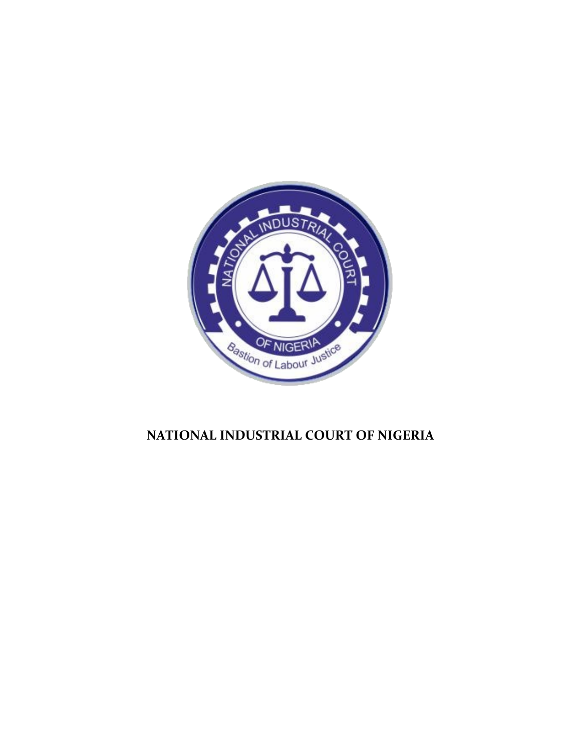# NATIONAL INDUSTRIAL COURT OF NIGERIA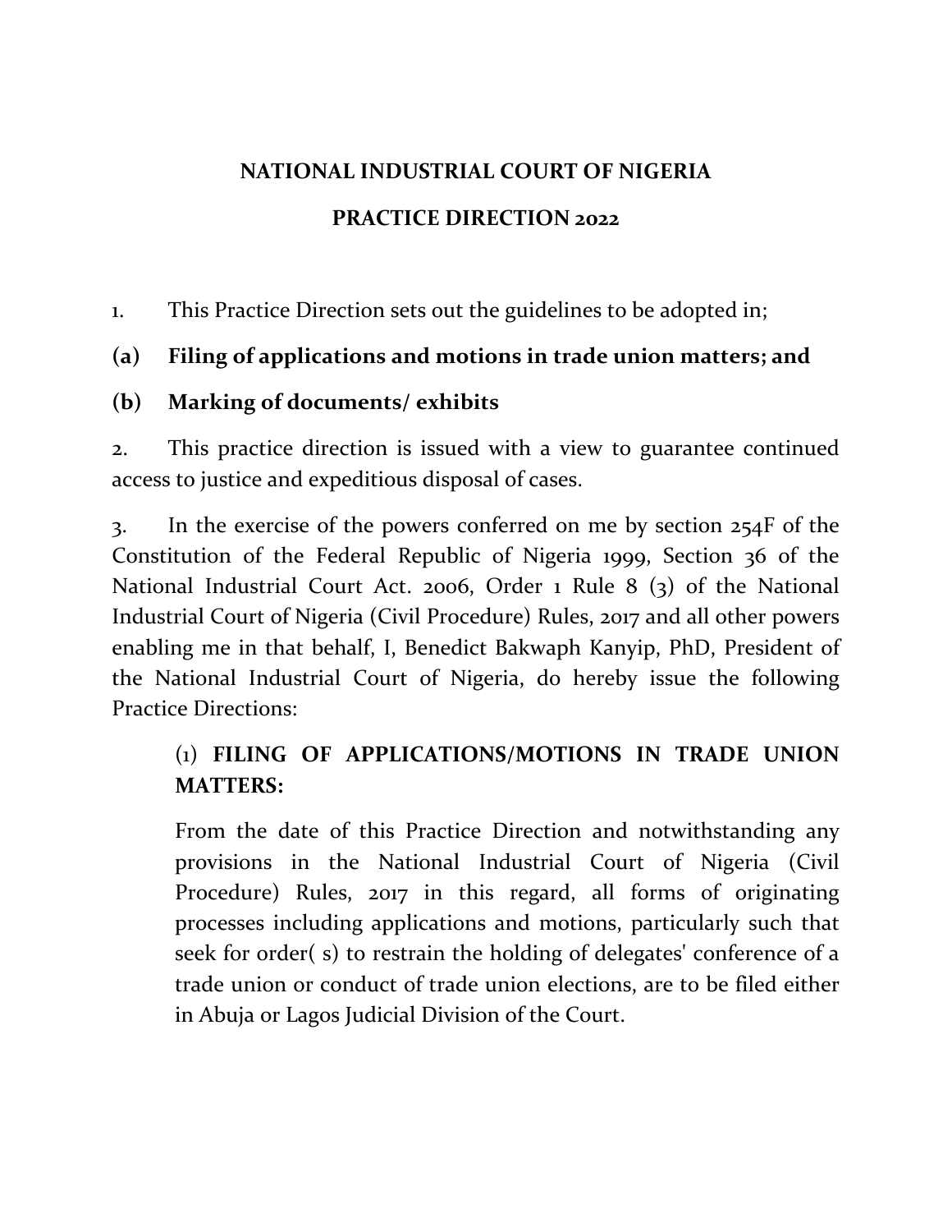**NATIONAL INDUSTRIAL COURT OF NIGERIA**

**PRACTICE DIRECTION 2022**

1. This Practice Direction sets out the guidelines to be adopted in;

**(a) Filing of applications and motions in trade union matters; and**

**(b) Marking of documents/ exhibits**

2. This practice direction is issued with a view to guarantee continued access to justice and expeditious disposal of cases.

3. In the exercise of the powers conferred on me by section 254F of the Constitution of the Federal Republic of Nigeria 1999, Section 36 of the National Industrial Court Act. 2006, Order 1 Rule 8 (3) of the National Industrial Court of Nigeria (Civil Procedure) Rules, 2017 and all other powers enabling me in that behalf, I, Benedict Bakwaph Kanyip, PhD, President of the National Industrial Court of Nigeria, do hereby issue the following Practice Directions:

> (1) **FILING OF APPLICATIONS/MOTIONS IN TRADE UNION MATTERS:**
>
> From the date of this Practice Direction and notwithstanding any provisions in the National Industrial Court of Nigeria (Civil Procedure) Rules, 2017 in this regard, all forms of originating processes including applications and motions, particularly such that seek for order( s) to restrain the holding of delegates' conference of a trade union or conduct of trade union elections, are to be filed either in Abuja or Lagos Judicial Division of the Court.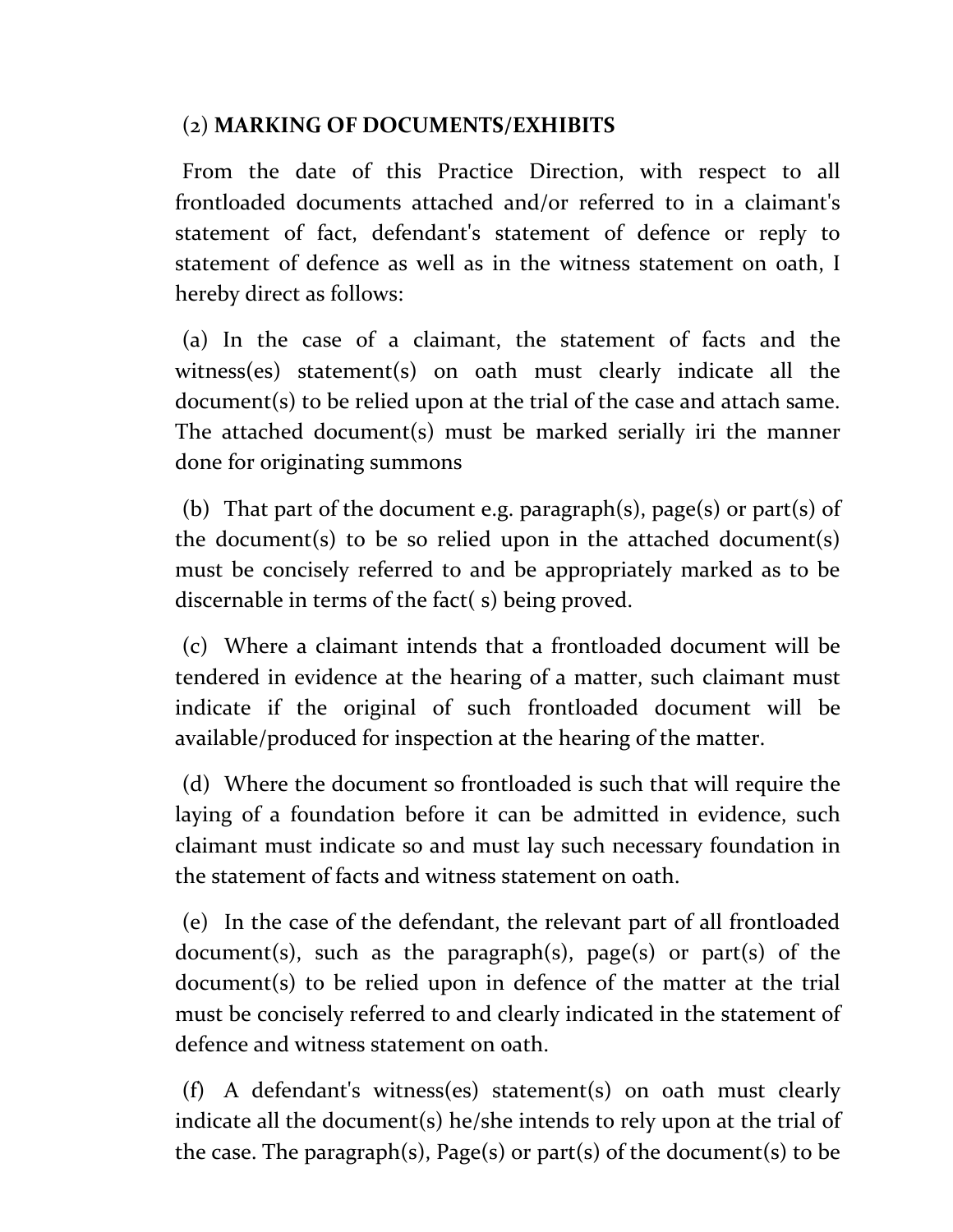(2) **MARKING OF DOCUMENTS/EXHIBITS**

From the date of this Practice Direction, with respect to all frontloaded documents attached and/or referred to in a claimant's statement of fact, defendant's statement of defence or reply to statement of defence as well as in the witness statement on oath, I hereby direct as follows:

(a) In the case of a claimant, the statement of facts and the witness(es) statement(s) on oath must clearly indicate all the document(s) to be relied upon at the trial of the case and attach same. The attached document(s) must be marked serially iri the manner done for originating summons

(b) That part of the document e.g. paragraph(s), page(s) or part(s) of the document(s) to be so relied upon in the attached document(s) must be concisely referred to and be appropriately marked as to be discernable in terms of the fact( s) being proved.

(c) Where a claimant intends that a frontloaded document will be tendered in evidence at the hearing of a matter, such claimant must indicate if the original of such frontloaded document will be available/produced for inspection at the hearing of the matter.

(d) Where the document so frontloaded is such that will require the laying of a foundation before it can be admitted in evidence, such claimant must indicate so and must lay such necessary foundation in the statement of facts and witness statement on oath.

(e) In the case of the defendant, the relevant part of all frontloaded document(s), such as the paragraph(s), page(s) or part(s) of the document(s) to be relied upon in defence of the matter at the trial must be concisely referred to and clearly indicated in the statement of defence and witness statement on oath.

(f) A defendant's witness(es) statement(s) on oath must clearly indicate all the document(s) he/she intends to rely upon at the trial of the case. The paragraph(s), Page(s) or part(s) of the document(s) to be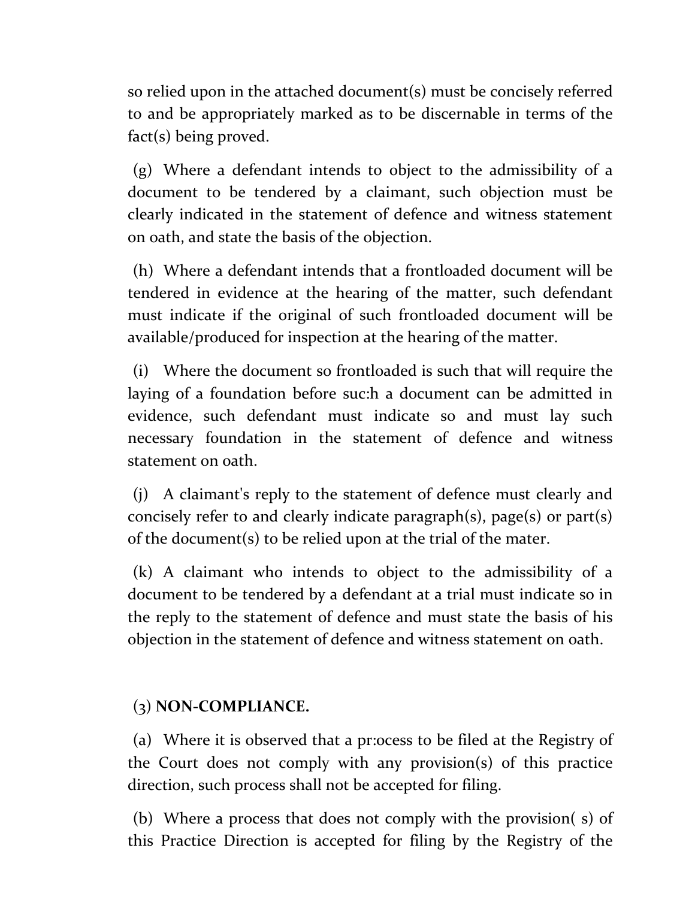so relied upon in the attached document(s) must be concisely referred to and be appropriately marked as to be discernable in terms of the fact(s) being proved.

(g) Where a defendant intends to object to the admissibility of a document to be tendered by a claimant, such objection must be clearly indicated in the statement of defence and witness statement on oath, and state the basis of the objection.

(h) Where a defendant intends that a frontloaded document will be tendered in evidence at the hearing of the matter, such defendant must indicate if the original of such frontloaded document will be available/produced for inspection at the hearing of the matter.

(i) Where the document so frontloaded is such that will require the laying of a foundation before suc:h a document can be admitted in evidence, such defendant must indicate so and must lay such necessary foundation in the statement of defence and witness statement on oath.

(j) A claimant's reply to the statement of defence must clearly and concisely refer to and clearly indicate paragraph(s), page(s) or part(s) of the document(s) to be relied upon at the trial of the mater.

(k) A claimant who intends to object to the admissibility of a document to be tendered by a defendant at a trial must indicate so in the reply to the statement of defence and must state the basis of his objection in the statement of defence and witness statement on oath.

(3) **NON-COMPLIANCE.**

(a) Where it is observed that a pr:ocess to be filed at the Registry of the Court does not comply with any provision(s) of this practice direction, such process shall not be accepted for filing.

(b) Where a process that does not comply with the provision( s) of this Practice Direction is accepted for filing by the Registry of the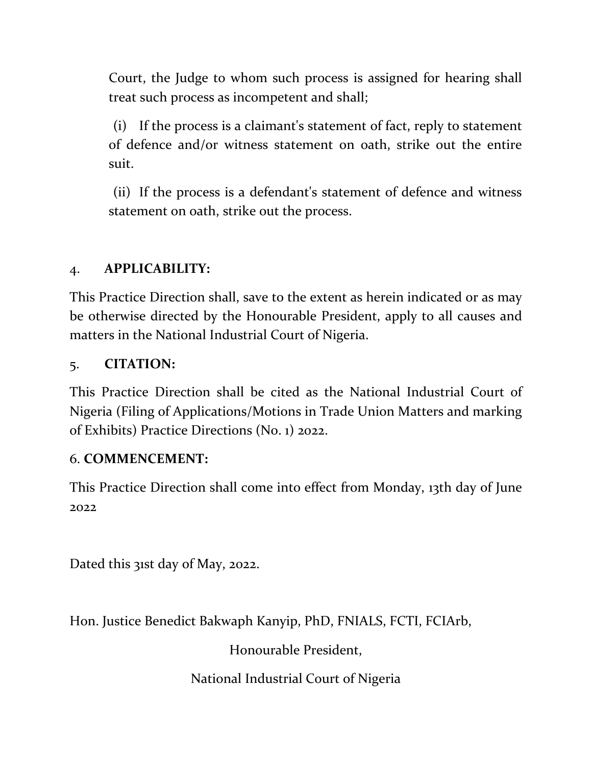Court, the Judge to whom such process is assigned for hearing shall treat such process as incompetent and shall;

(i) If the process is a claimant's statement of fact, reply to statement of defence and/or witness statement on oath, strike out the entire suit.

(ii) If the process is a defendant's statement of defence and witness statement on oath, strike out the process.

4. **APPLICABILITY:**

This Practice Direction shall, save to the extent as herein indicated or as may be otherwise directed by the Honourable President, apply to all causes and matters in the National Industrial Court of Nigeria.

5. **CITATION:**

This Practice Direction shall be cited as the National Industrial Court of Nigeria (Filing of Applications/Motions in Trade Union Matters and marking of Exhibits) Practice Directions (No. 1) 2022.

6. **COMMENCEMENT:**

This Practice Direction shall come into effect from Monday, 13th day of June 2022

Dated this 31st day of May, 2022.

Hon. Justice Benedict Bakwaph Kanyip, PhD, FNIALS, FCTI, FCIArb,

Honourable President,

National Industrial Court of Nigeria